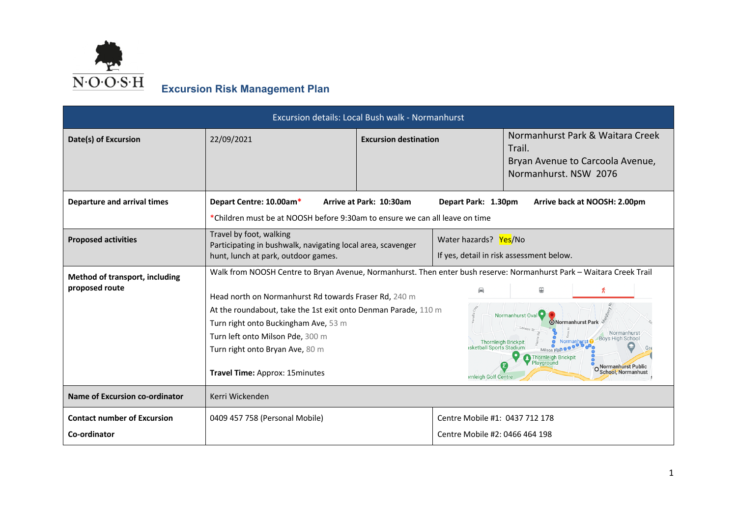N·O·O·S·H

# Excursion Risk Management Plan

| Excursion details: Local Bush walk - Normanhurst | | | |
|---|---|---|---|
| **Date(s) of Excursion** | 22/09/2021 | **Excursion destination** | Normanhurst Park & Waitara Creek Trail.<br>Bryan Avenue to Carcoola Avenue, Normanhurst. NSW 2076 |
| **Departure and arrival times** | **Depart Centre: 10.00am*** **Arrive at Park: 10:30am** **Depart Park: 1.30pm** **Arrive back at NOOSH: 2.00pm**<br>*Children must be at NOOSH before 9:30am to ensure we can all leave on time | | |
| **Proposed activities** | Travel by foot, walking<br>Participating in bushwalk, navigating local area, scavenger hunt, lunch at park, outdoor games. | Water hazards? Yes/No<br>If yes, detail in risk assessment below. | |
| **Method of transport, including proposed route** | Walk from NOOSH Centre to Bryan Avenue, Normanhurst. Then enter bush reserve: Normanhurst Park – Waitara Creek Trail<br>Head north on Normanhurst Rd towards Fraser Rd, 240 m<br>At the roundabout, take the 1st exit onto Denman Parade, 110 m<br>Turn right onto Buckingham Ave, 53 m<br>Turn left onto Milson Pde, 300 m<br>Turn right onto Bryan Ave, 80 m<br>**Travel Time:** Approx: 15minutes | | |
| **Name of Excursion co-ordinator** | Kerri Wickenden | | |
| **Contact number of Excursion Co-ordinator** | 0409 457 758 (Personal Mobile) | Centre Mobile #1: 0437 712 178<br>Centre Mobile #2: 0466 464 198 | |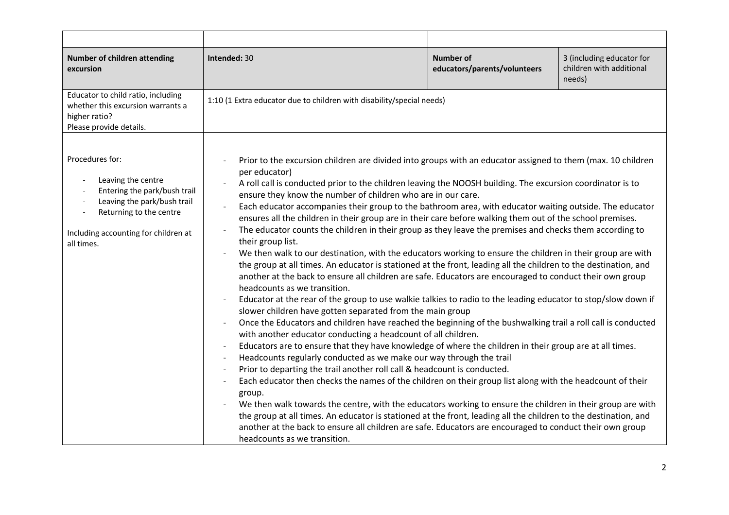| | | | |
|---|---|---|---|
| **Number of children attending excursion** | **Intended:** 30 | **Number of educators/parents/volunteers** | 3 (including educator for children with additional needs) |
| Educator to child ratio, including whether this excursion warrants a higher ratio? Please provide details. | 1:10 (1 Extra educator due to children with disability/special needs) | | |
| Procedures for: <br> - Leaving the centre <br> - Entering the park/bush trail <br> - Leaving the park/bush trail <br> - Returning to the centre <br><br> Including accounting for children at all times. | - Prior to the excursion children are divided into groups with an educator assigned to them (max. 10 children per educator) <br> - A roll call is conducted prior to the children leaving the NOOSH building. The excursion coordinator is to ensure they know the number of children who are in our care. <br> - Each educator accompanies their group to the bathroom area, with educator waiting outside. The educator ensures all the children in their group are in their care before walking them out of the school premises. <br> - The educator counts the children in their group as they leave the premises and checks them according to their group list. <br> - We then walk to our destination, with the educators working to ensure the children in their group are with the group at all times. An educator is stationed at the front, leading all the children to the destination, and another at the back to ensure all children are safe. Educators are encouraged to conduct their own group headcounts as we transition. <br> - Educator at the rear of the group to use walkie talkies to radio to the leading educator to stop/slow down if slower children have gotten separated from the main group <br> - Once the Educators and children have reached the beginning of the bushwalking trail a roll call is conducted with another educator conducting a headcount of all children. <br> - Educators are to ensure that they have knowledge of where the children in their group are at all times. <br> - Headcounts regularly conducted as we make our way through the trail <br> - Prior to departing the trail another roll call & headcount is conducted. <br> - Each educator then checks the names of the children on their group list along with the headcount of their group. <br> - We then walk towards the centre, with the educators working to ensure the children in their group are with the group at all times. An educator is stationed at the front, leading all the children to the destination, and another at the back to ensure all children are safe. Educators are encouraged to conduct their own group headcounts as we transition. | | |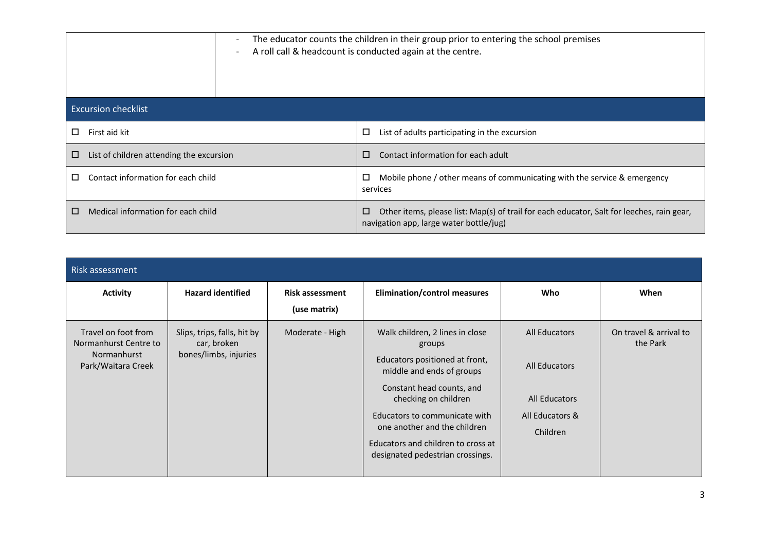| | - The educator counts the children in their group prior to entering the school premises<br>- A roll call & headcount is conducted again at the centre. |
|---|---|

| Excursion checklist | |
|---|---|
| ☐ First aid kit | ☐ List of adults participating in the excursion |
| ☐ List of children attending the excursion | ☐ Contact information for each adult |
| ☐ Contact information for each child | ☐ Mobile phone / other means of communicating with the service & emergency services |
| ☐ Medical information for each child | ☐ Other items, please list: Map(s) of trail for each educator, Salt for leeches, rain gear, navigation app, large water bottle/jug) |

| Risk assessment | | | | | |
|---|---|---|---|---|---|
| **Activity** | **Hazard identified** | **Risk assessment (use matrix)** | **Elimination/control measures** | **Who** | **When** |
| Travel on foot from Normanhurst Centre to Normanhurst Park/Waitara Creek | Slips, trips, falls, hit by car, broken bones/limbs, injuries | Moderate - High | Walk children, 2 lines in close groups<br>Educators positioned at front, middle and ends of groups<br>Constant head counts, and checking on children<br>Educators to communicate with one another and the children<br>Educators and children to cross at designated pedestrian crossings. | All Educators<br>All Educators<br>All Educators<br>All Educators & Children | On travel & arrival to the Park |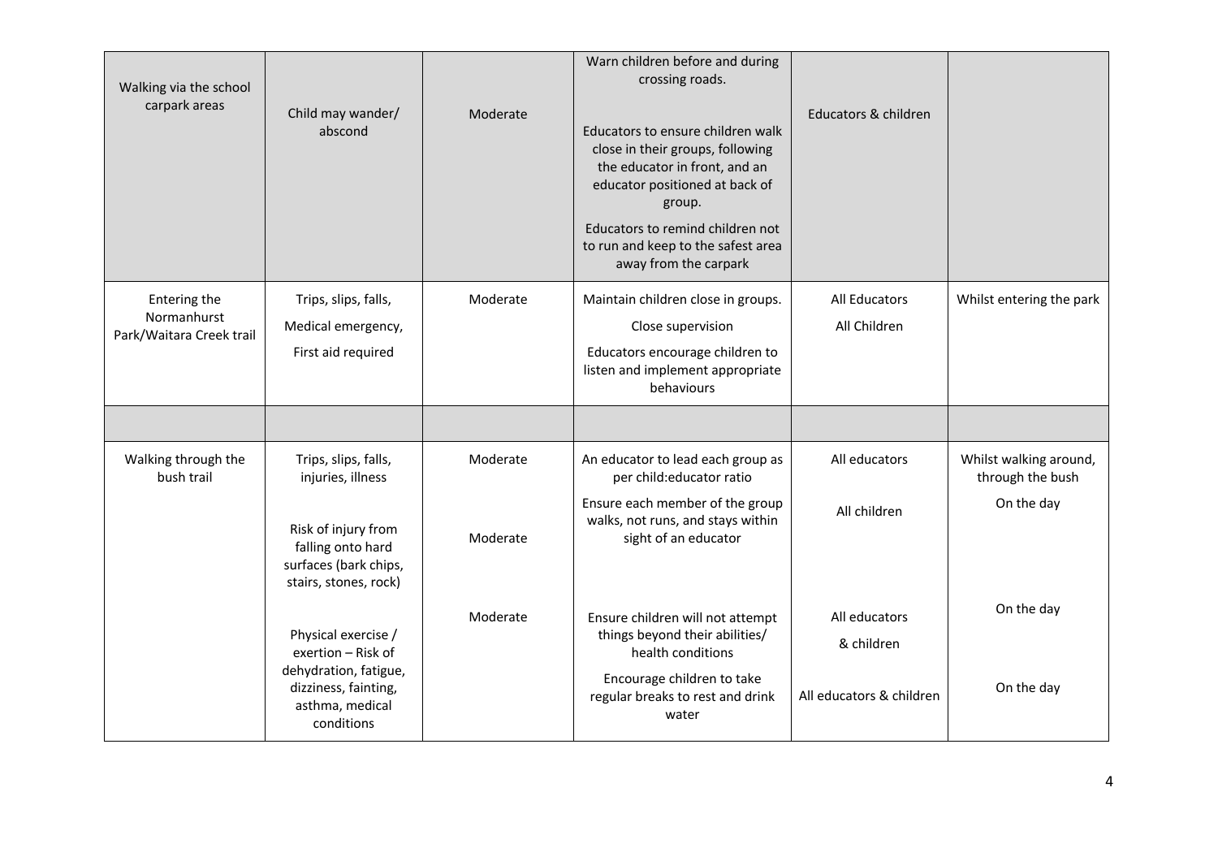| Walking via the school carpark areas | Child may wander/ abscond | Moderate | Warn children before and during crossing roads.<br><br>Educators to ensure children walk close in their groups, following the educator in front, and an educator positioned at back of group.<br><br>Educators to remind children not to run and keep to the safest area away from the carpark | Educators & children | |
|---|---|---|---|---|---|
| Entering the Normanhurst Park/Waitara Creek trail | Trips, slips, falls,<br><br>Medical emergency,<br><br>First aid required | Moderate | Maintain children close in groups.<br><br>Close supervision<br><br>Educators encourage children to listen and implement appropriate behaviours | All Educators<br><br>All Children | Whilst entering the park |
| | | | | | |
| Walking through the bush trail | Trips, slips, falls, injuries, illness | Moderate | An educator to lead each group as per child:educator ratio<br><br>Ensure each member of the group walks, not runs, and stays within sight of an educator | All educators<br><br>All children | Whilst walking around, through the bush<br><br>On the day |
| | Risk of injury from falling onto hard surfaces (bark chips, stairs, stones, rock) | Moderate | | | |
| | Physical exercise / exertion – Risk of dehydration, fatigue, dizziness, fainting, asthma, medical conditions | Moderate | Ensure children will not attempt things beyond their abilities/ health conditions<br><br>Encourage children to take regular breaks to rest and drink water | All educators & children<br><br>All educators & children | On the day<br><br>On the day |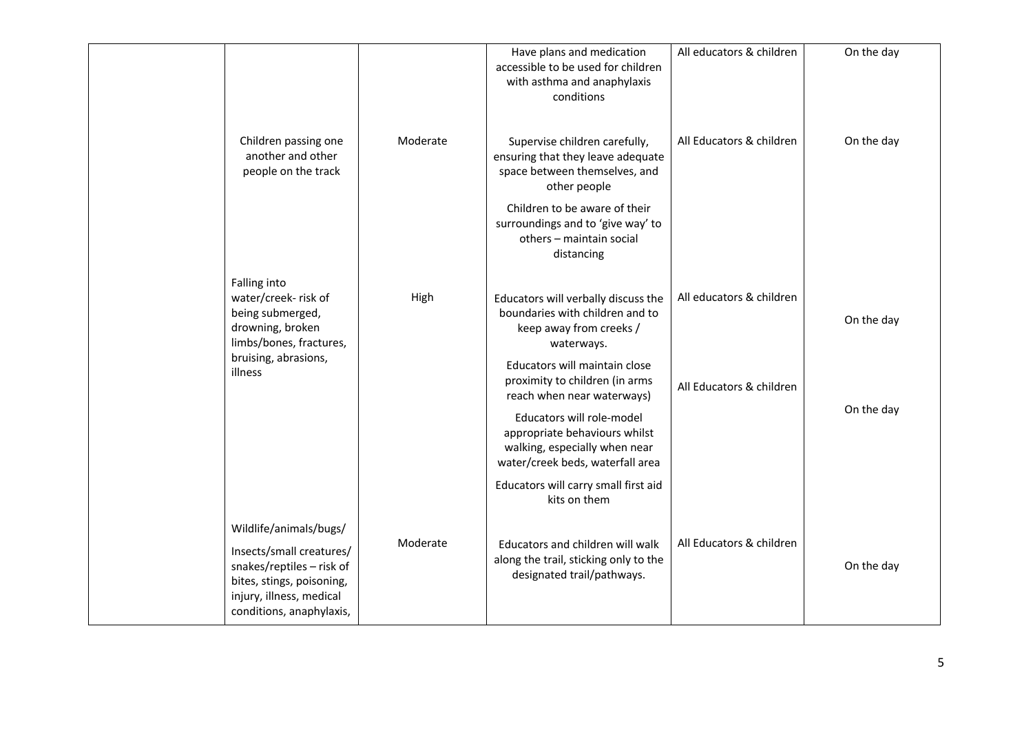| | | | | | |
|---|---|---|---|---|---|
| | | | Have plans and medication accessible to be used for children with asthma and anaphylaxis conditions | All educators & children | On the day |
| | Children passing one another and other people on the track | Moderate | Supervise children carefully, ensuring that they leave adequate space between themselves, and other people<br><br>Children to be aware of their surroundings and to 'give way' to others – maintain social distancing | All Educators & children | On the day |
| | Falling into water/creek- risk of being submerged, drowning, broken limbs/bones, fractures, bruising, abrasions, illness | High | Educators will verbally discuss the boundaries with children and to keep away from creeks / waterways.<br><br>Educators will maintain close proximity to children (in arms reach when near waterways)<br><br>Educators will role-model appropriate behaviours whilst walking, especially when near water/creek beds, waterfall area<br><br>Educators will carry small first aid kits on them | All educators & children<br><br>All Educators & children | On the day<br><br>On the day |
| | Wildlife/animals/bugs/<br><br>Insects/small creatures/ snakes/reptiles – risk of bites, stings, poisoning, injury, illness, medical conditions, anaphylaxis, | Moderate | Educators and children will walk along the trail, sticking only to the designated trail/pathways. | All Educators & children | On the day |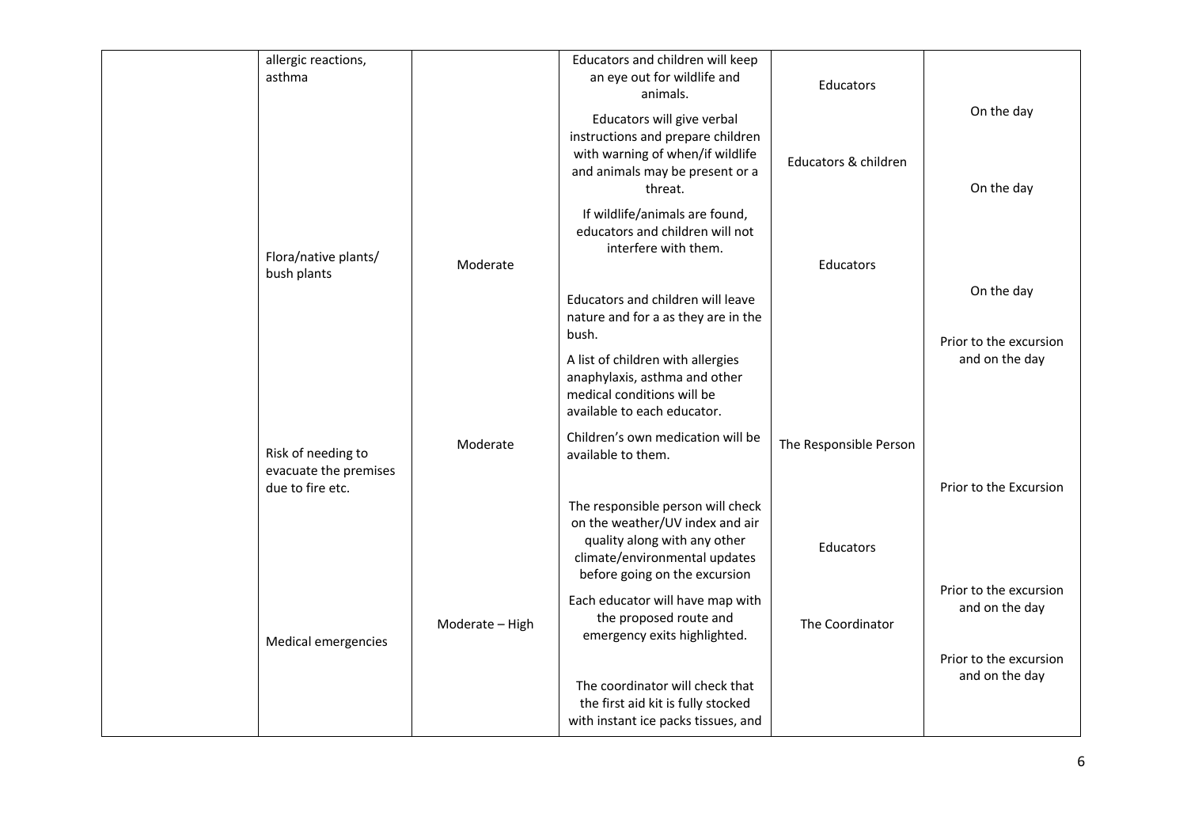| | allergic reactions, asthma | | Educators and children will keep an eye out for wildlife and animals. | Educators | On the day |
|---|---|---|---|---|---|
| | | | Educators will give verbal instructions and prepare children with warning of when/if wildlife and animals may be present or a threat. | Educators & children | On the day |
| | Flora/native plants/ bush plants | Moderate | If wildlife/animals are found, educators and children will not interfere with them. | Educators | On the day |
| | | | Educators and children will leave nature and for a as they are in the bush. | | Prior to the excursion and on the day |
| | | | A list of children with allergies anaphylaxis, asthma and other medical conditions will be available to each educator. | | |
| | Risk of needing to evacuate the premises due to fire etc. | Moderate | Children's own medication will be available to them. | The Responsible Person | Prior to the Excursion |
| | | | The responsible person will check on the weather/UV index and air quality along with any other climate/environmental updates before going on the excursion | Educators | Prior to the excursion and on the day |
| | Medical emergencies | Moderate – High | Each educator will have map with the proposed route and emergency exits highlighted. | The Coordinator | Prior to the excursion and on the day |
| | | | The coordinator will check that the first aid kit is fully stocked with instant ice packs tissues, and | | |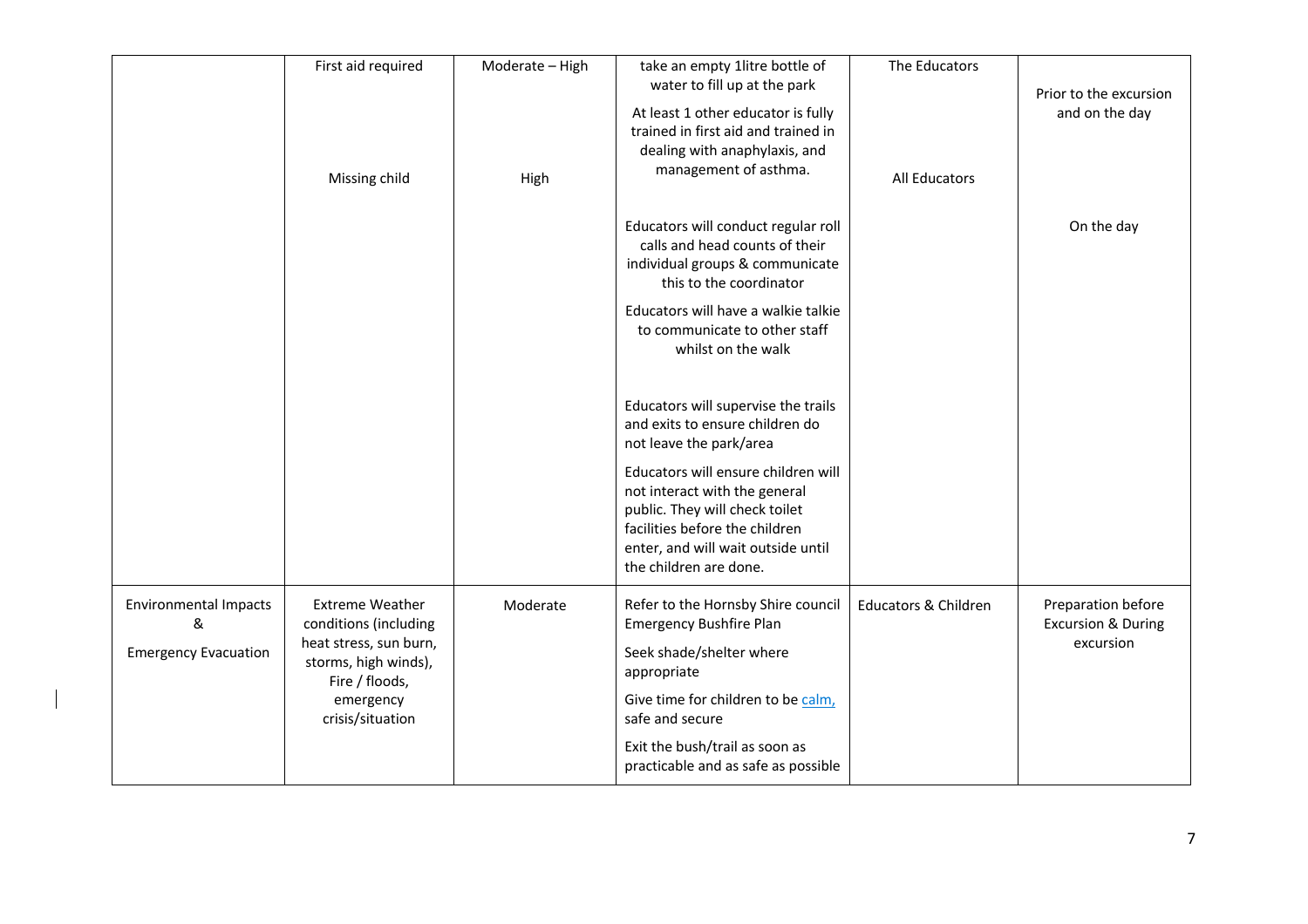| | | | | | |
|---|---|---|---|---|---|
| | First aid required<br><br>Missing child | Moderate – High<br><br>High | take an empty 1litre bottle of water to fill up at the park<br>At least 1 other educator is fully trained in first aid and trained in dealing with anaphylaxis, and management of asthma.<br><br>Educators will conduct regular roll calls and head counts of their individual groups & communicate this to the coordinator<br>Educators will have a walkie talkie to communicate to other staff whilst on the walk<br><br>Educators will supervise the trails and exits to ensure children do not leave the park/area<br>Educators will ensure children will not interact with the general public. They will check toilet facilities before the children enter, and will wait outside until the children are done. | The Educators<br><br>All Educators | Prior to the excursion and on the day<br><br>On the day |
| Environmental Impacts &<br>Emergency Evacuation | Extreme Weather conditions (including heat stress, sun burn, storms, high winds), Fire / floods, emergency crisis/situation | Moderate | Refer to the Hornsby Shire council Emergency Bushfire Plan<br>Seek shade/shelter where appropriate<br>Give time for children to be calm, safe and secure<br>Exit the bush/trail as soon as practicable and as safe as possible | Educators & Children | Preparation before Excursion & During excursion |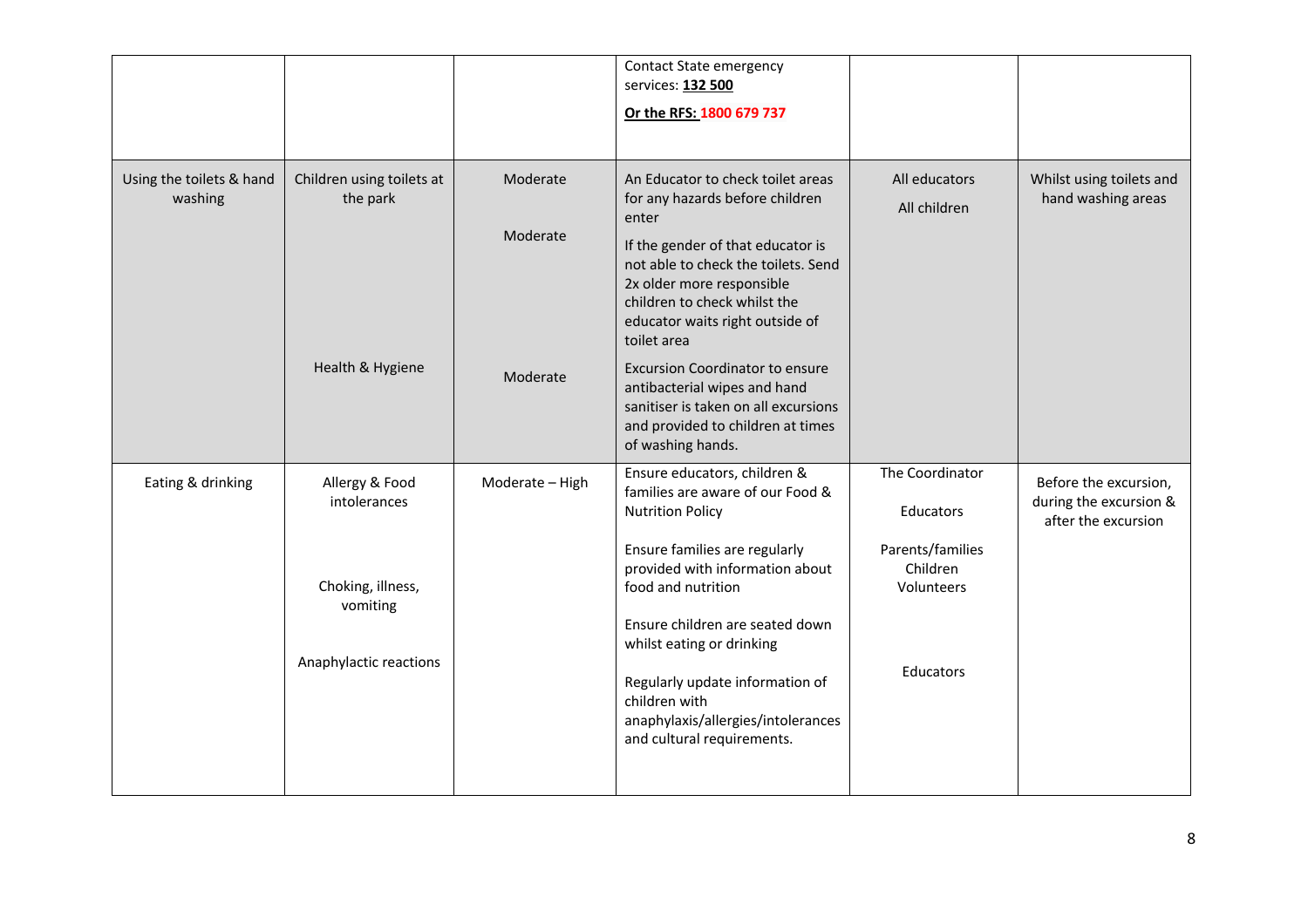| | | | | | |
|---|---|---|---|---|---|
| | | | Contact State emergency services: **132 500**<br><br>**Or the RFS: 1800 679 737** | | |
| Using the toilets & hand washing | Children using toilets at the park | Moderate | An Educator to check toilet areas for any hazards before children enter | All educators<br>All children | Whilst using toilets and hand washing areas |
| | | Moderate | If the gender of that educator is not able to check the toilets. Send 2x older more responsible children to check whilst the educator waits right outside of toilet area | | |
| | Health & Hygiene | Moderate | Excursion Coordinator to ensure antibacterial wipes and hand sanitiser is taken on all excursions and provided to children at times of washing hands. | | |
| Eating & drinking | Allergy & Food intolerances<br><br>Choking, illness, vomiting<br><br>Anaphylactic reactions | Moderate – High | Ensure educators, children & families are aware of our Food & Nutrition Policy<br><br>Ensure families are regularly provided with information about food and nutrition<br><br>Ensure children are seated down whilst eating or drinking<br><br>Regularly update information of children with anaphylaxis/allergies/intolerances and cultural requirements. | The Coordinator<br><br>Educators<br><br>Parents/families<br>Children<br>Volunteers<br><br>Educators | Before the excursion, during the excursion & after the excursion |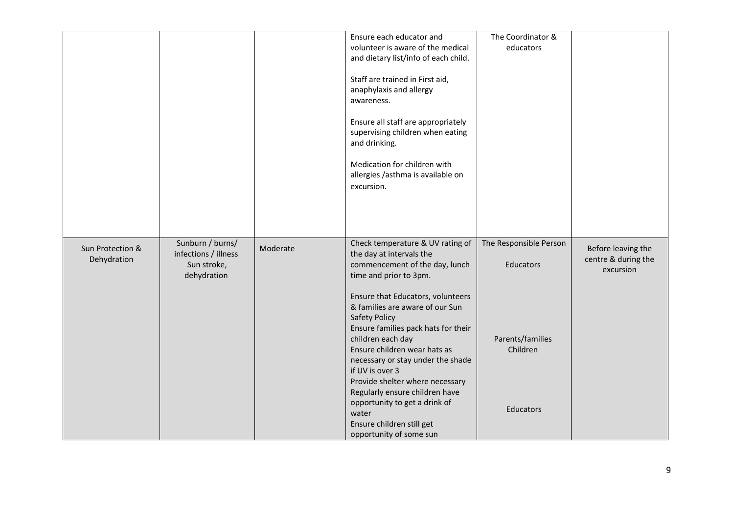| | | | | | |
|---|---|---|---|---|---|
| | | | Ensure each educator and volunteer is aware of the medical and dietary list/info of each child.<br><br>Staff are trained in First aid, anaphylaxis and allergy awareness.<br><br>Ensure all staff are appropriately supervising children when eating and drinking.<br><br>Medication for children with allergies /asthma is available on excursion. | The Coordinator & educators | |
| Sun Protection & Dehydration | Sunburn / burns/ infections / illness Sun stroke, dehydration | Moderate | Check temperature & UV rating of the day at intervals the commencement of the day, lunch time and prior to 3pm.<br><br>Ensure that Educators, volunteers & families are aware of our Sun Safety Policy<br>Ensure families pack hats for their children each day<br>Ensure children wear hats as necessary or stay under the shade if UV is over 3<br>Provide shelter where necessary<br>Regularly ensure children have opportunity to get a drink of water<br>Ensure children still get opportunity of some sun | The Responsible Person<br><br>Educators<br><br>Parents/families<br>Children<br><br>Educators | Before leaving the centre & during the excursion |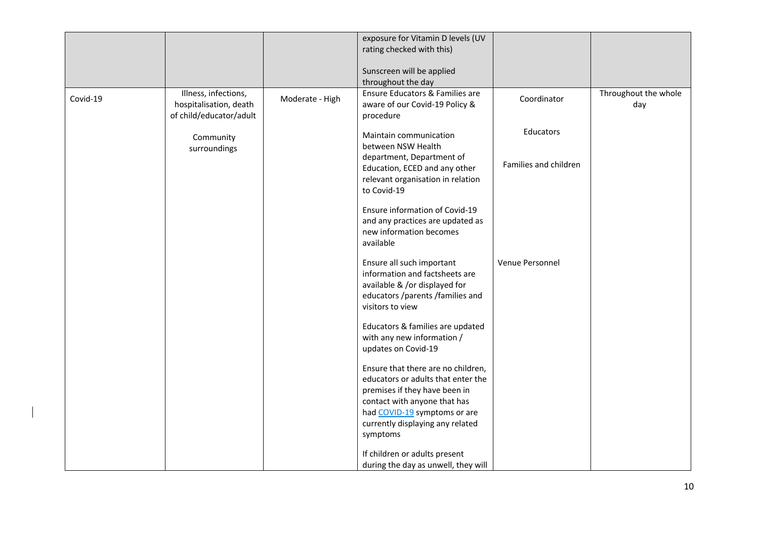| | | | | | |
|---|---|---|---|---|---|
| | | | exposure for Vitamin D levels (UV rating checked with this)<br><br>Sunscreen will be applied throughout the day | | |
| Covid-19 | Illness, infections, hospitalisation, death of child/educator/adult<br><br>Community surroundings | Moderate - High | Ensure Educators & Families are aware of our Covid-19 Policy & procedure<br><br>Maintain communication between NSW Health department, Department of Education, ECED and any other relevant organisation in relation to Covid-19<br><br>Ensure information of Covid-19 and any practices are updated as new information becomes available<br><br>Ensure all such important information and factsheets are available & /or displayed for educators /parents /families and visitors to view<br><br>Educators & families are updated with any new information / updates on Covid-19<br><br>Ensure that there are no children, educators or adults that enter the premises if they have been in contact with anyone that has had COVID-19 symptoms or are currently displaying any related symptoms<br><br>If children or adults present during the day as unwell, they will | Coordinator<br><br>Educators<br><br>Families and children<br><br>Venue Personnel | Throughout the whole day |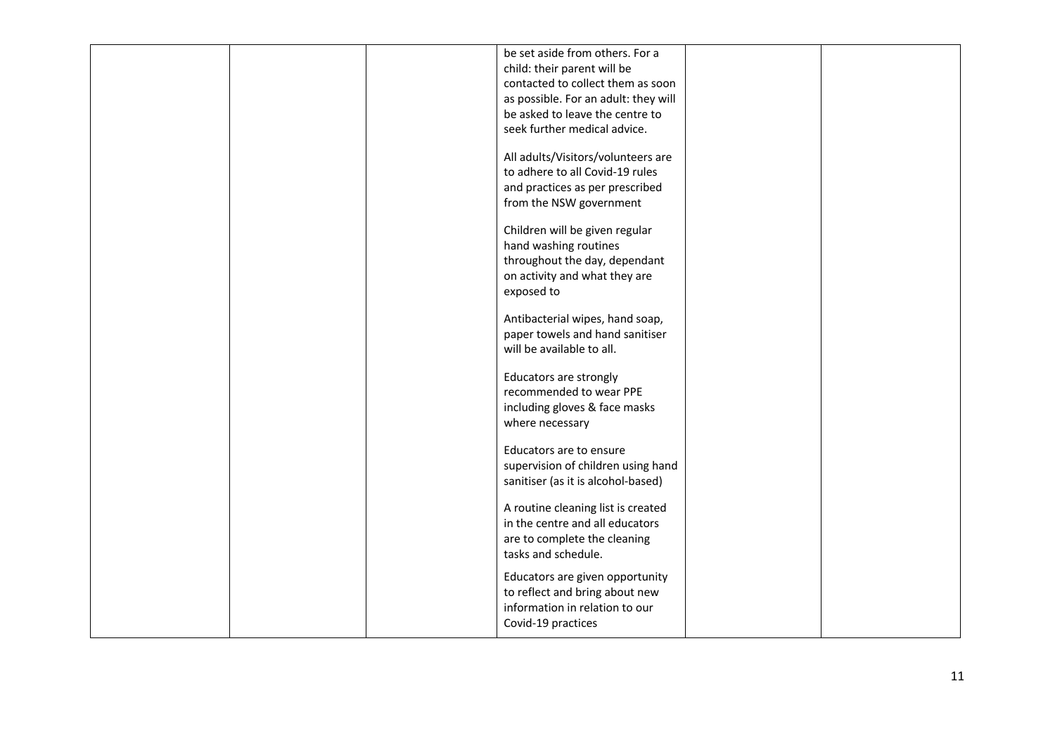| | | | | | |
|---|---|---|---|---|---|
| | | | be set aside from others. For a child: their parent will be contacted to collect them as soon as possible. For an adult: they will be asked to leave the centre to seek further medical advice.<br><br>All adults/Visitors/volunteers are to adhere to all Covid-19 rules and practices as per prescribed from the NSW government<br><br>Children will be given regular hand washing routines throughout the day, dependant on activity and what they are exposed to<br><br>Antibacterial wipes, hand soap, paper towels and hand sanitiser will be available to all.<br><br>Educators are strongly recommended to wear PPE including gloves & face masks where necessary<br><br>Educators are to ensure supervision of children using hand sanitiser (as it is alcohol-based)<br><br>A routine cleaning list is created in the centre and all educators are to complete the cleaning tasks and schedule.<br><br>Educators are given opportunity to reflect and bring about new information in relation to our Covid-19 practices | | |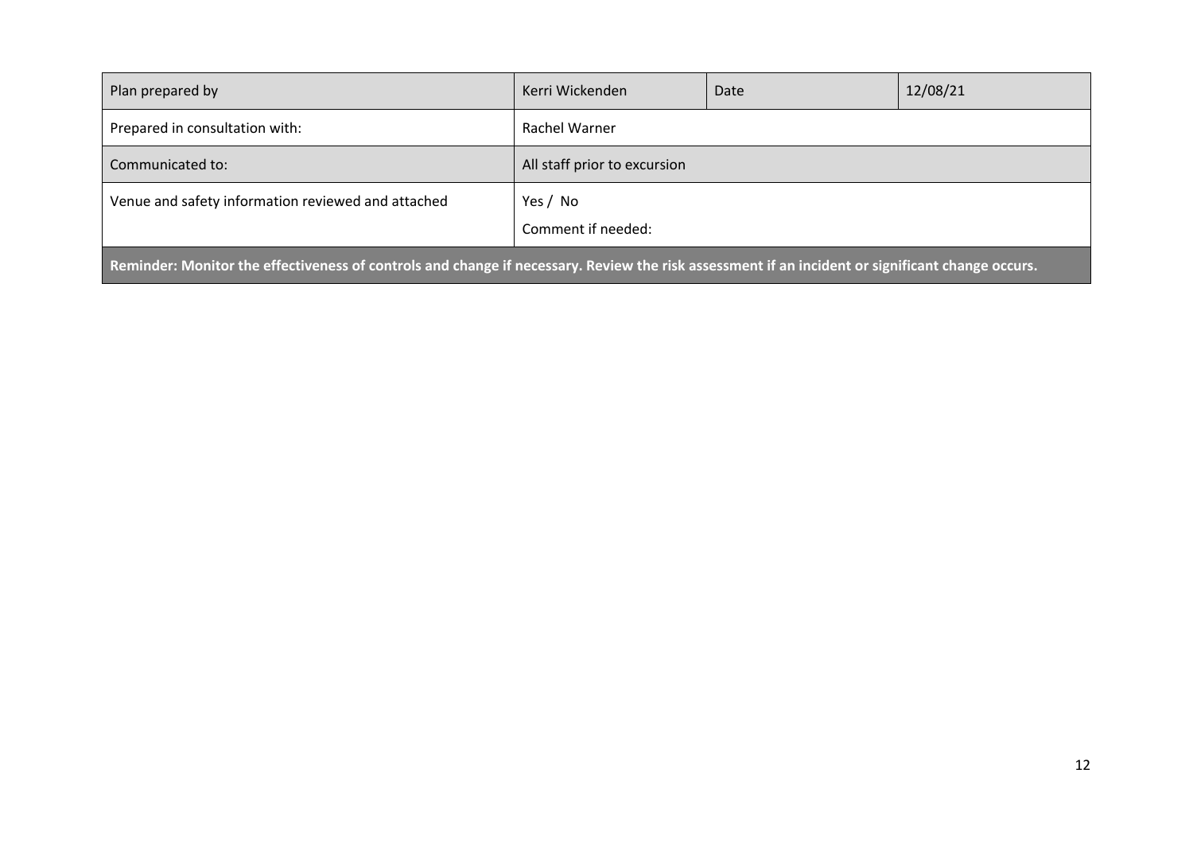| Plan prepared by | Kerri Wickenden | Date | 12/08/21 |
|---|---|---|---|
| Prepared in consultation with: | Rachel Warner | | |
| Communicated to: | All staff prior to excursion | | |
| Venue and safety information reviewed and attached | Yes / No<br>Comment if needed: | | |
| **Reminder: Monitor the effectiveness of controls and change if necessary. Review the risk assessment if an incident or significant change occurs.** | | | |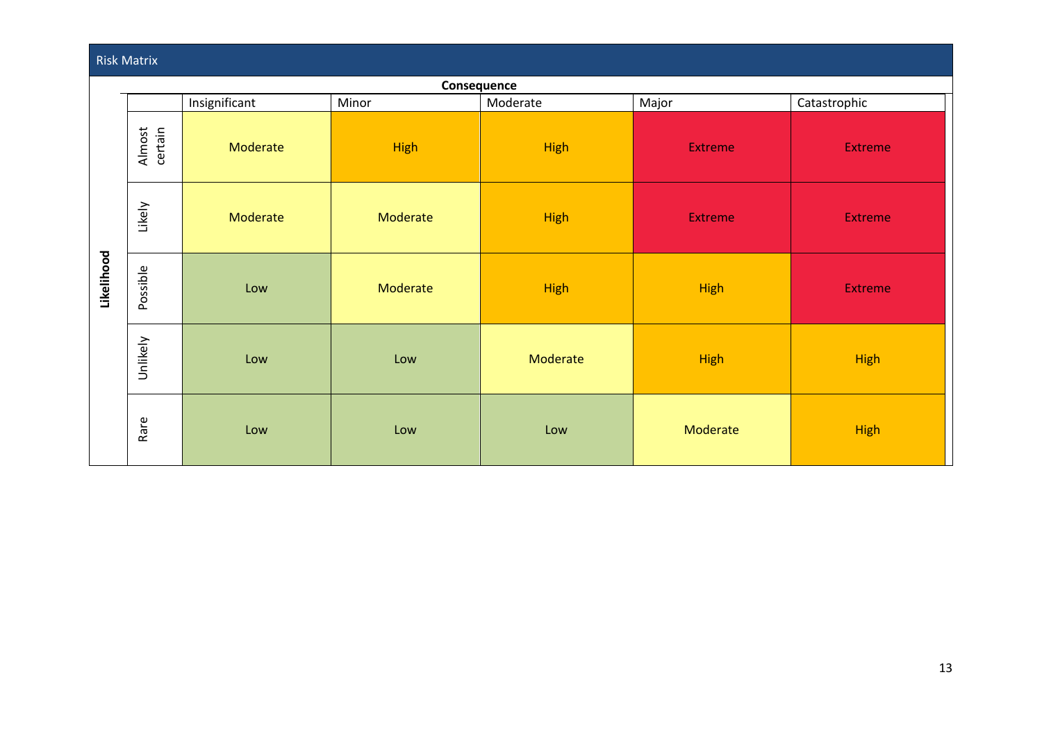## Risk Matrix

| Likelihood | Consequence: Insignificant | Minor | Moderate | Major | Catastrophic |
|---|---|---|---|---|---|
| Almost certain | Moderate | High | High | Extreme | Extreme |
| Likely | Moderate | Moderate | High | Extreme | Extreme |
| Possible | Low | Moderate | High | High | Extreme |
| Unlikely | Low | Low | Moderate | High | High |
| Rare | Low | Low | Low | Moderate | High |